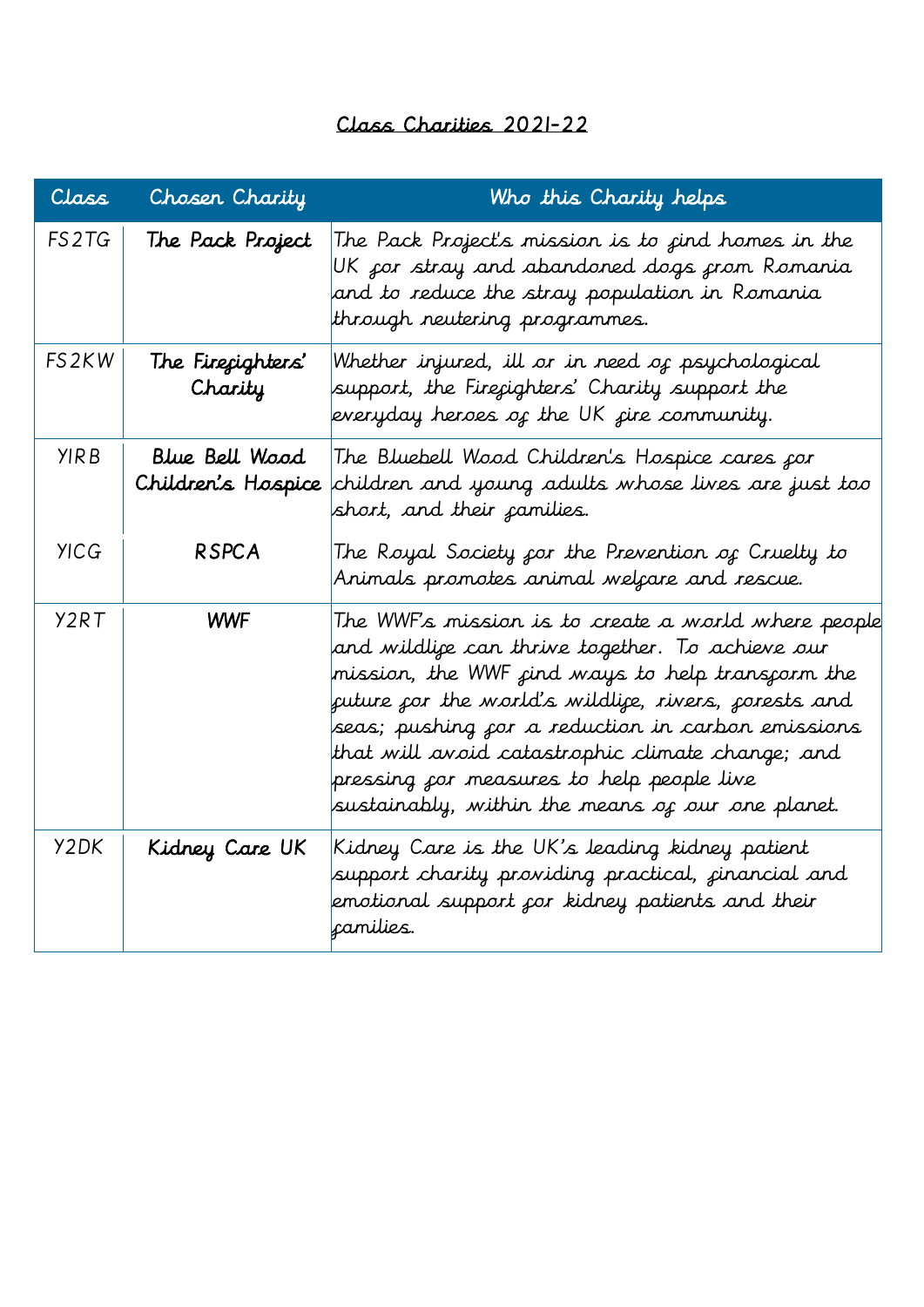# Class Charities 2021-22

| Class | Chosen Charity | Who this Charity helps |
| --- | --- | --- |
| FS2TG | The Pack Project | The Pack Project's mission is to find homes in the UK for stray and abandoned dogs from Romania and to reduce the stray population in Romania through neutering programmes. |
| FS2KW | The Firefighters' Charity | Whether injured, ill or in need of psychological support, the Firefighters' Charity support the everyday heroes of the UK fire community. |
| Y1RB | Blue Bell Wood Children's Hospice | The Bluebell Wood Children's Hospice cares for children and young adults whose lives are just too short, and their families. |
| Y1CG | RSPCA | The Royal Society for the Prevention of Cruelty to Animals promotes animal welfare and rescue. |
| Y2RT | WWF | The WWF's mission is to create a world where people and wildlife can thrive together. To achieve our mission, the WWF find ways to help transform the future for the world's wildlife, rivers, forests and seas; pushing for a reduction in carbon emissions that will avoid catastrophic climate change; and pressing for measures to help people live sustainably, within the means of our one planet. |
| Y2DK | Kidney Care UK | Kidney Care is the UK's leading kidney patient support charity providing practical, financial and emotional support for kidney patients and their families. |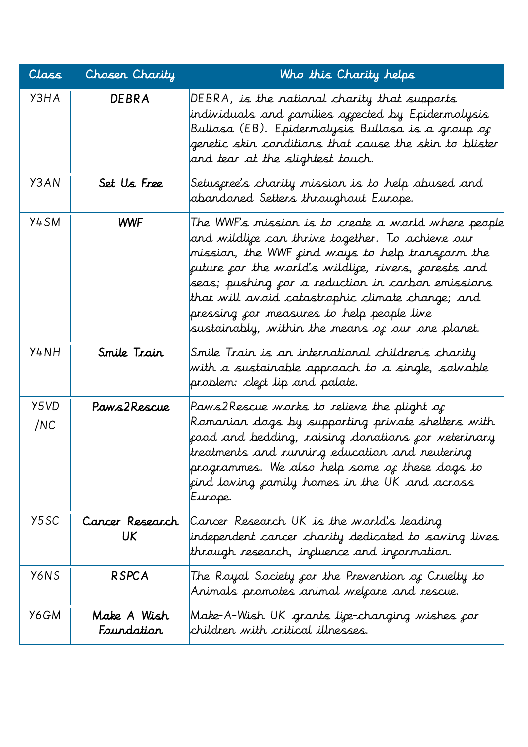| Class | Chosen Charity | Who this Charity helps |
| --- | --- | --- |
| Y3HA | DEBRA | DEBRA, is the national charity that supports individuals and families affected by Epidermolysis Bullosa (EB). Epidermolysis Bullosa is a group of genetic skin conditions that cause the skin to blister and tear at the slightest touch. |
| Y3AN | Set Us Free | Setusfree's charity mission is to help abused and abandoned Setters throughout Europe. |
| Y4SM | WWF | The WWF's mission is to create a world where people and wildlife can thrive together. To achieve our mission, the WWF find ways to help transform the future for the world's wildlife, rivers, forests and seas; pushing for a reduction in carbon emissions that will avoid catastrophic climate change; and pressing for measures to help people live sustainably, within the means of our one planet. |
| Y4NH | Smile Train | Smile Train is an international children's charity with a sustainable approach to a single, solvable problem: cleft lip and palate. |
| Y5VD /NC | Paws2Rescue | Paws2Rescue works to relieve the plight of Romanian dogs by supporting private shelters with food and bedding, raising donations for veterinary treatments and running education and neutering programmes. We also help some of these dogs to find loving family homes in the UK and across Europe. |
| Y5SC | Cancer Research UK | Cancer Research UK is the world's leading independent cancer charity dedicated to saving lives through research, influence and information. |
| Y6NS | RSPCA | The Royal Society for the Prevention of Cruelty to Animals promotes animal welfare and rescue. |
| Y6GM | Make A Wish Foundation | Make-A-Wish UK grants life-changing wishes for children with critical illnesses. |